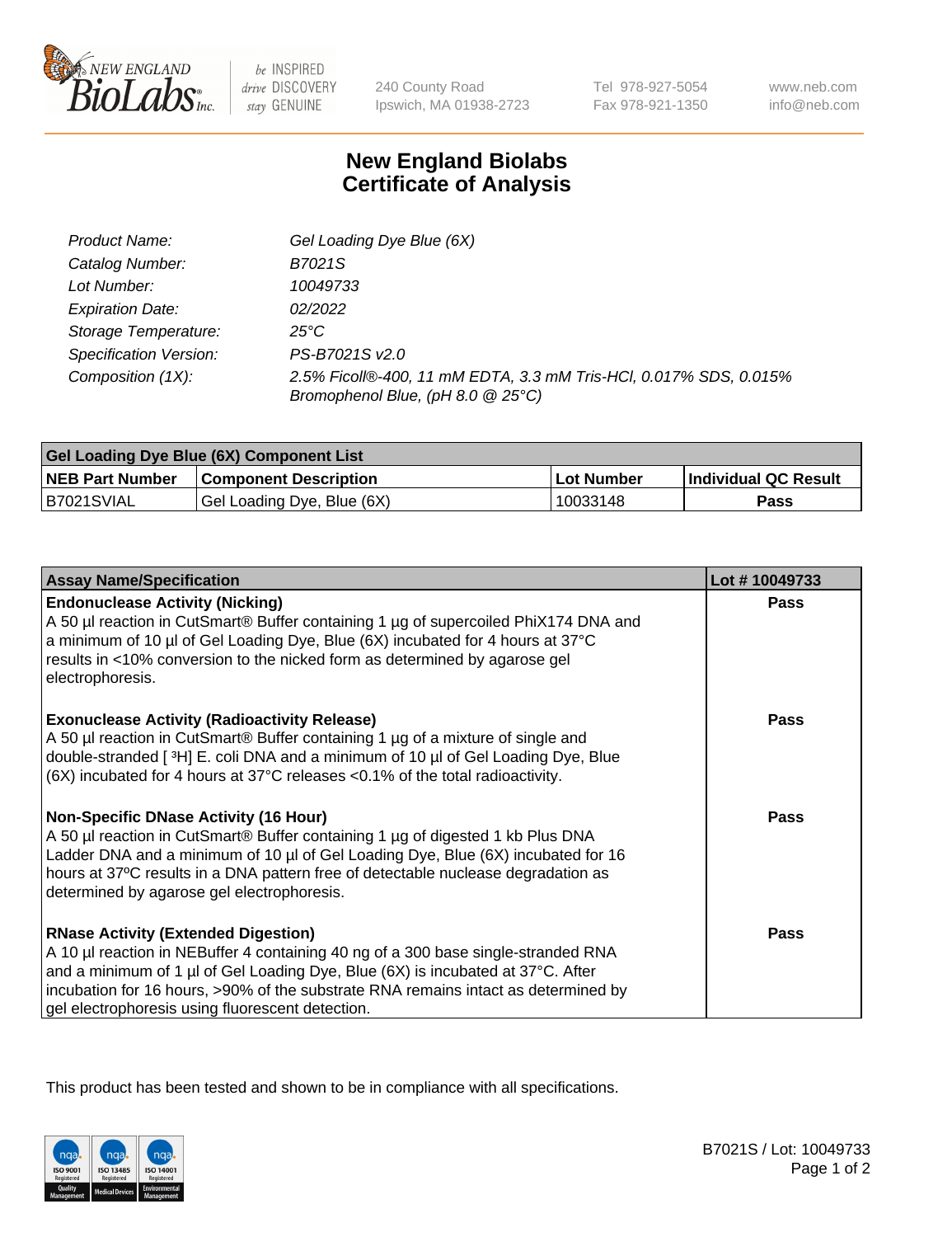New England Biolabs Inc. — be INSPIRED drive DISCOVERY stay GENUINE

240 County Road
Ipswich, MA 01938-2723

Tel 978-927-5054
Fax 978-921-1350

www.neb.com
info@neb.com

# New England Biolabs Certificate of Analysis

| | |
|---|---|
| *Product Name:* | *Gel Loading Dye Blue (6X)* |
| *Catalog Number:* | *B7021S* |
| *Lot Number:* | *10049733* |
| *Expiration Date:* | *02/2022* |
| *Storage Temperature:* | *25°C* |
| *Specification Version:* | *PS-B7021S v2.0* |
| *Composition (1X):* | *2.5% Ficoll®-400, 11 mM EDTA, 3.3 mM Tris-HCl, 0.017% SDS, 0.015% Bromophenol Blue, (pH 8.0 @ 25°C)* |

| Gel Loading Dye Blue (6X) Component List | | | |
|---|---|---|---|
| **NEB Part Number** | **Component Description** | **Lot Number** | **Individual QC Result** |
| B7021SVIAL | Gel Loading Dye, Blue (6X) | 10033148 | **Pass** |

| Assay Name/Specification | Lot # 10049733 |
|---|---|
| **Endonuclease Activity (Nicking)**<br>A 50 µl reaction in CutSmart® Buffer containing 1 µg of supercoiled PhiX174 DNA and a minimum of 10 µl of Gel Loading Dye, Blue (6X) incubated for 4 hours at 37°C results in <10% conversion to the nicked form as determined by agarose gel electrophoresis. | **Pass** |
| **Exonuclease Activity (Radioactivity Release)**<br>A 50 µl reaction in CutSmart® Buffer containing 1 µg of a mixture of single and double-stranded [ $^3$H] E. coli DNA and a minimum of 10 µl of Gel Loading Dye, Blue (6X) incubated for 4 hours at 37°C releases <0.1% of the total radioactivity. | **Pass** |
| **Non-Specific DNase Activity (16 Hour)**<br>A 50 µl reaction in CutSmart® Buffer containing 1 µg of digested 1 kb Plus DNA Ladder DNA and a minimum of 10 µl of Gel Loading Dye, Blue (6X) incubated for 16 hours at 37ºC results in a DNA pattern free of detectable nuclease degradation as determined by agarose gel electrophoresis. | **Pass** |
| **RNase Activity (Extended Digestion)**<br>A 10 µl reaction in NEBuffer 4 containing 40 ng of a 300 base single-stranded RNA and a minimum of 1 µl of Gel Loading Dye, Blue (6X) is incubated at 37°C. After incubation for 16 hours, >90% of the substrate RNA remains intact as determined by gel electrophoresis using fluorescent detection. | **Pass** |

This product has been tested and shown to be in compliance with all specifications.

B7021S / Lot: 10049733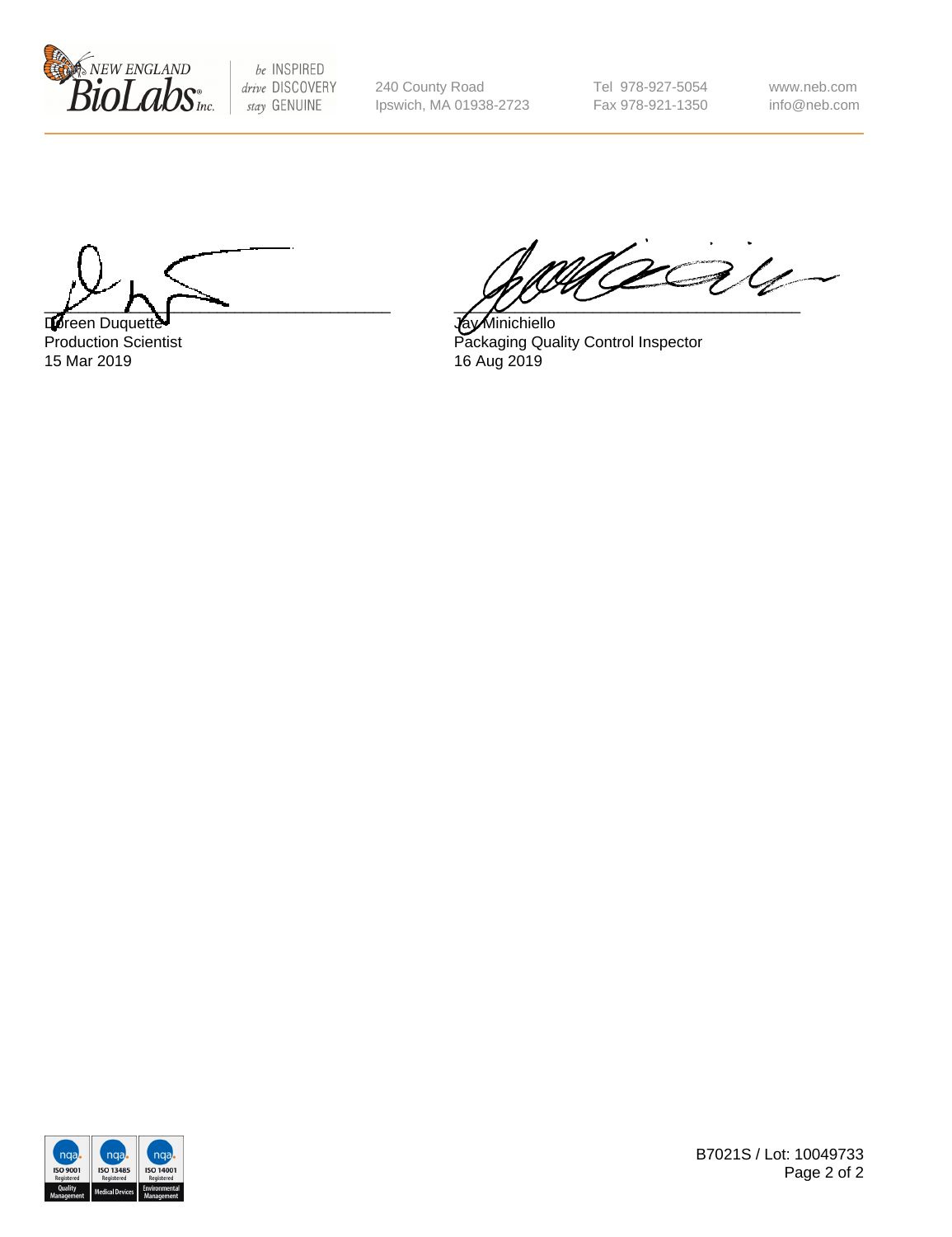NEW ENGLAND BioLabs Inc.

be INSPIRED drive DISCOVERY stay GENUINE

240 County Road
Ipswich, MA 01938-2723

Tel 978-927-5054
Fax 978-921-1350

www.neb.com
info@neb.com

Doreen Duquette
Production Scientist
15 Mar 2019

Jay Minichiello
Packaging Quality Control Inspector
16 Aug 2019

ISO 9001 Registered Quality Management | ISO 13485 Registered Medical Devices | ISO 14001 Registered Environmental Management

B7021S / Lot: 10049733